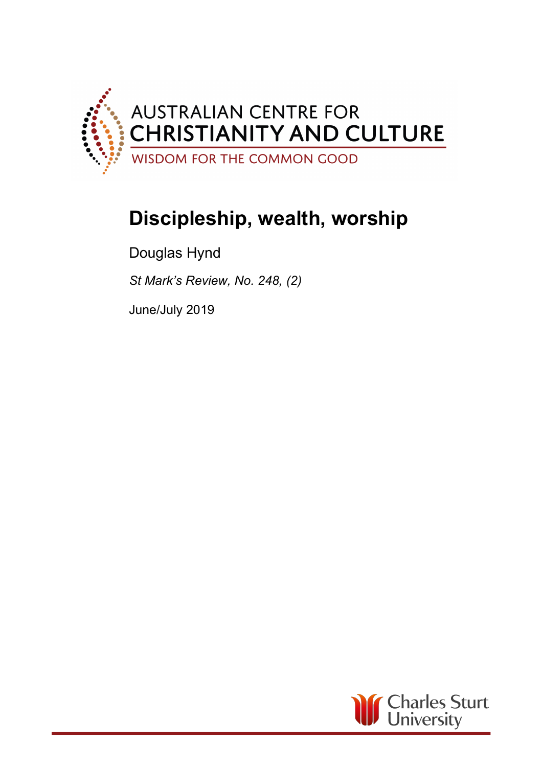AUSTRALIAN CENTRE FOR
CHRISTIANITY AND CULTURE
WISDOM FOR THE COMMON GOOD

# Discipleship, wealth, worship

Douglas Hynd

*St Mark's Review, No. 248, (2)*

June/July 2019

Charles Sturt University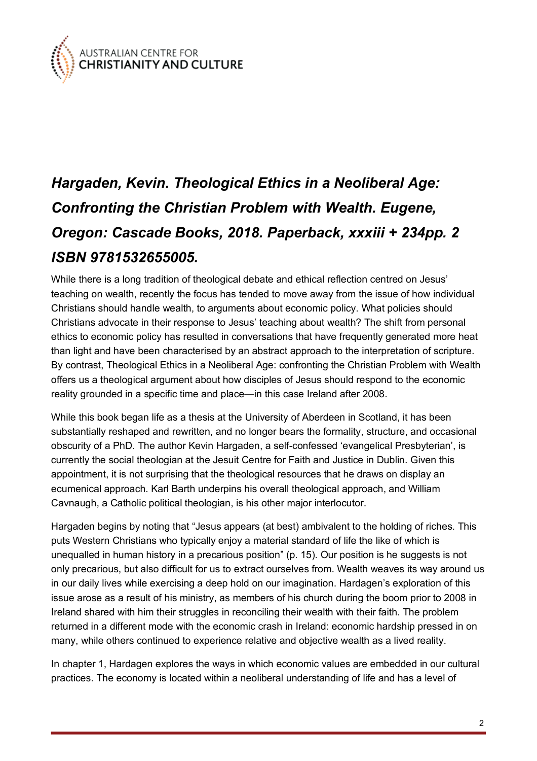# *Hargaden, Kevin. Theological Ethics in a Neoliberal Age: Confronting the Christian Problem with Wealth. Eugene, Oregon: Cascade Books, 2018. Paperback, xxxiii + 234pp. 2 ISBN 9781532655005.*

While there is a long tradition of theological debate and ethical reflection centred on Jesus' teaching on wealth, recently the focus has tended to move away from the issue of how individual Christians should handle wealth, to arguments about economic policy. What policies should Christians advocate in their response to Jesus' teaching about wealth? The shift from personal ethics to economic policy has resulted in conversations that have frequently generated more heat than light and have been characterised by an abstract approach to the interpretation of scripture. By contrast, Theological Ethics in a Neoliberal Age: confronting the Christian Problem with Wealth offers us a theological argument about how disciples of Jesus should respond to the economic reality grounded in a specific time and place—in this case Ireland after 2008.

While this book began life as a thesis at the University of Aberdeen in Scotland, it has been substantially reshaped and rewritten, and no longer bears the formality, structure, and occasional obscurity of a PhD. The author Kevin Hargaden, a self-confessed 'evangelical Presbyterian', is currently the social theologian at the Jesuit Centre for Faith and Justice in Dublin. Given this appointment, it is not surprising that the theological resources that he draws on display an ecumenical approach. Karl Barth underpins his overall theological approach, and William Cavnaugh, a Catholic political theologian, is his other major interlocutor.

Hargaden begins by noting that "Jesus appears (at best) ambivalent to the holding of riches. This puts Western Christians who typically enjoy a material standard of life the like of which is unequalled in human history in a precarious position" (p. 15). Our position is he suggests is not only precarious, but also difficult for us to extract ourselves from. Wealth weaves its way around us in our daily lives while exercising a deep hold on our imagination. Hardagen's exploration of this issue arose as a result of his ministry, as members of his church during the boom prior to 2008 in Ireland shared with him their struggles in reconciling their wealth with their faith. The problem returned in a different mode with the economic crash in Ireland: economic hardship pressed in on many, while others continued to experience relative and objective wealth as a lived reality.

In chapter 1, Hardagen explores the ways in which economic values are embedded in our cultural practices. The economy is located within a neoliberal understanding of life and has a level of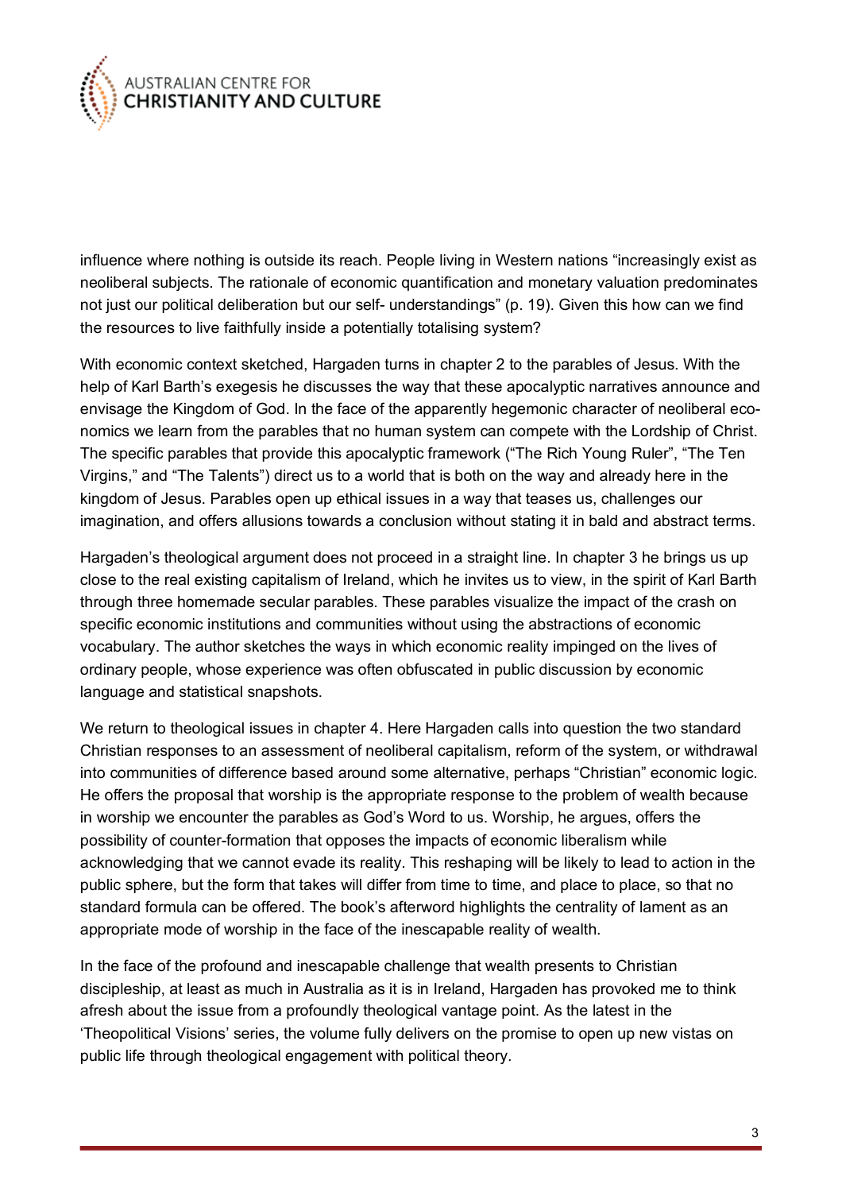influence where nothing is outside its reach. People living in Western nations "increasingly exist as neoliberal subjects. The rationale of economic quantification and monetary valuation predominates not just our political deliberation but our self- understandings" (p. 19). Given this how can we find the resources to live faithfully inside a potentially totalising system?

With economic context sketched, Hargaden turns in chapter 2 to the parables of Jesus. With the help of Karl Barth's exegesis he discusses the way that these apocalyptic narratives announce and envisage the Kingdom of God. In the face of the apparently hegemonic character of neoliberal economics we learn from the parables that no human system can compete with the Lordship of Christ. The specific parables that provide this apocalyptic framework ("The Rich Young Ruler", "The Ten Virgins," and "The Talents") direct us to a world that is both on the way and already here in the kingdom of Jesus. Parables open up ethical issues in a way that teases us, challenges our imagination, and offers allusions towards a conclusion without stating it in bald and abstract terms.

Hargaden's theological argument does not proceed in a straight line. In chapter 3 he brings us up close to the real existing capitalism of Ireland, which he invites us to view, in the spirit of Karl Barth through three homemade secular parables. These parables visualize the impact of the crash on specific economic institutions and communities without using the abstractions of economic vocabulary. The author sketches the ways in which economic reality impinged on the lives of ordinary people, whose experience was often obfuscated in public discussion by economic language and statistical snapshots.

We return to theological issues in chapter 4. Here Hargaden calls into question the two standard Christian responses to an assessment of neoliberal capitalism, reform of the system, or withdrawal into communities of difference based around some alternative, perhaps "Christian" economic logic. He offers the proposal that worship is the appropriate response to the problem of wealth because in worship we encounter the parables as God's Word to us. Worship, he argues, offers the possibility of counter-formation that opposes the impacts of economic liberalism while acknowledging that we cannot evade its reality. This reshaping will be likely to lead to action in the public sphere, but the form that takes will differ from time to time, and place to place, so that no standard formula can be offered. The book's afterword highlights the centrality of lament as an appropriate mode of worship in the face of the inescapable reality of wealth.

In the face of the profound and inescapable challenge that wealth presents to Christian discipleship, at least as much in Australia as it is in Ireland, Hargaden has provoked me to think afresh about the issue from a profoundly theological vantage point. As the latest in the 'Theopolitical Visions' series, the volume fully delivers on the promise to open up new vistas on public life through theological engagement with political theory.